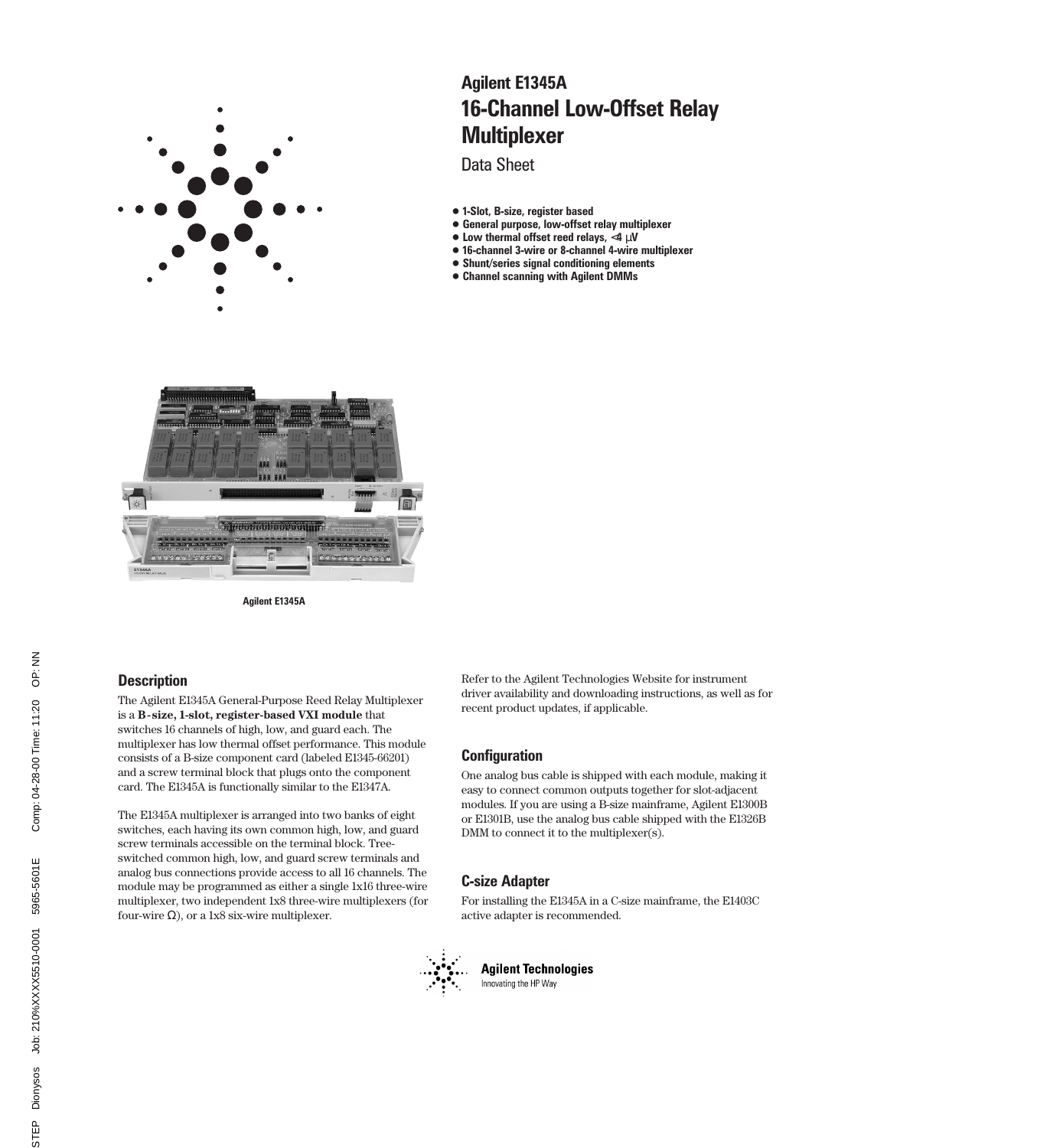# Agilent E1345A
# 16-Channel Low-Offset Relay Multiplexer

Data Sheet

- 1-Slot, B-size, register based
- General purpose, low-offset relay multiplexer
- Low thermal offset reed relays, <4 µV
- 16-channel 3-wire or 8-channel 4-wire multiplexer
- Shunt/series signal conditioning elements
- Channel scanning with Agilent DMMs

Agilent E1345A

## Description

The Agilent E1345A General-Purpose Reed Relay Multiplexer is a **B-size, 1-slot, register-based VXI module** that switches 16 channels of high, low, and guard each. The multiplexer has low thermal offset performance. This module consists of a B-size component card (labeled E1345-66201) and a screw terminal block that plugs onto the component card. The E1345A is functionally similar to the E1347A.

The E1345A multiplexer is arranged into two banks of eight switches, each having its own common high, low, and guard screw terminals accessible on the terminal block. Tree-switched common high, low, and guard screw terminals and analog bus connections provide access to all 16 channels. The module may be programmed as either a single 1x16 three-wire multiplexer, two independent 1x8 three-wire multiplexers (for four-wire Ω), or a 1x8 six-wire multiplexer.

Refer to the Agilent Technologies Website for instrument driver availability and downloading instructions, as well as for recent product updates, if applicable.

## Configuration

One analog bus cable is shipped with each module, making it easy to connect common outputs together for slot-adjacent modules. If you are using a B-size mainframe, Agilent E1300B or E1301B, use the analog bus cable shipped with the E1326B DMM to connect it to the multiplexer(s).

## C-size Adapter

For installing the E1345A in a C-size mainframe, the E1403C active adapter is recommended.

Agilent Technologies
Innovating the HP Way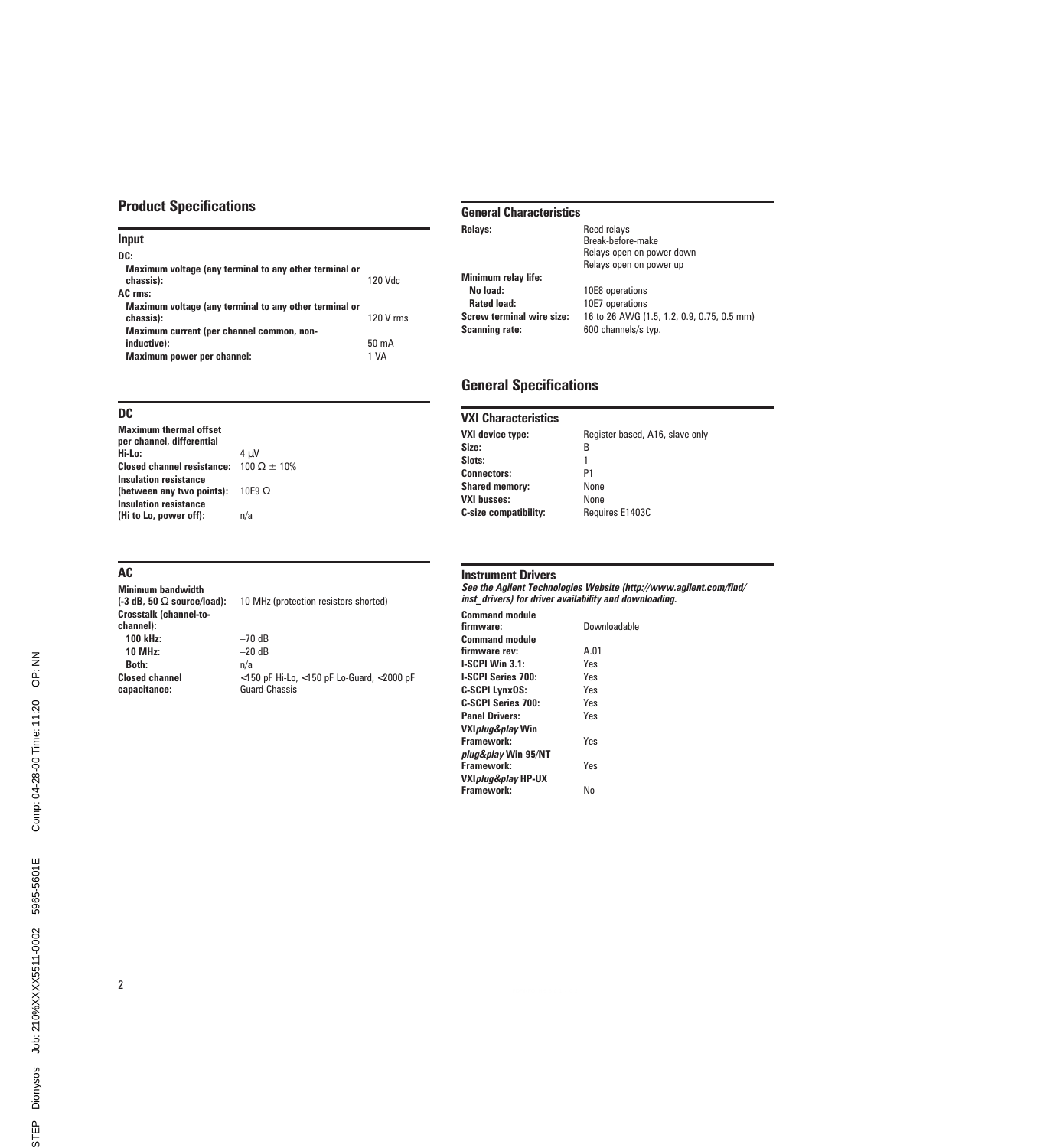## Product Specifications

### Input

| | |
|---|---|
| **DC:** | |
| **Maximum voltage (any terminal to any other terminal or chassis):** | 120 Vdc |
| **AC rms:** | |
| **Maximum voltage (any terminal to any other terminal or chassis):** | 120 V rms |
| **Maximum current (per channel common, non-inductive):** | 50 mA |
| **Maximum power per channel:** | 1 VA |

### DC

| | |
|---|---|
| **Maximum thermal offset per channel, differential Hi-Lo:** | 4 μV |
| **Closed channel resistance:** | 100 Ω ± 10% |
| **Insulation resistance (between any two points):** | 10E9 Ω |
| **Insulation resistance (Hi to Lo, power off):** | n/a |

### AC

| | |
|---|---|
| **Minimum bandwidth (-3 dB, 50 Ω source/load):** | 10 MHz (protection resistors shorted) |
| **Crosstalk (channel-to-channel):** | |
| **100 kHz:** | –70 dB |
| **10 MHz:** | –20 dB |
| **Both:** | n/a |
| **Closed channel capacitance:** | <150 pF Hi-Lo, <150 pF Lo-Guard, <2000 pF Guard-Chassis |

### General Characteristics

| | |
|---|---|
| **Relays:** | Reed relays<br>Break-before-make<br>Relays open on power down<br>Relays open on power up |
| **Minimum relay life:** | |
| **No load:** | 10E8 operations |
| **Rated load:** | 10E7 operations |
| **Screw terminal wire size:** | 16 to 26 AWG (1.5, 1.2, 0.9, 0.75, 0.5 mm) |
| **Scanning rate:** | 600 channels/s typ. |

## General Specifications

### VXI Characteristics

| | |
|---|---|
| **VXI device type:** | Register based, A16, slave only |
| **Size:** | B |
| **Slots:** | 1 |
| **Connectors:** | P1 |
| **Shared memory:** | None |
| **VXI busses:** | None |
| **C-size compatibility:** | Requires E1403C |

### Instrument Drivers

***See the Agilent Technologies Website (http://www.agilent.com/find/inst_drivers) for driver availability and downloading.***

| | |
|---|---|
| **Command module firmware:** | Downloadable |
| **Command module firmware rev:** | A.01 |
| **I-SCPI Win 3.1:** | Yes |
| **I-SCPI Series 700:** | Yes |
| **C-SCPI LynxOS:** | Yes |
| **C-SCPI Series 700:** | Yes |
| **Panel Drivers:** | Yes |
| **VXI*plug&play* Win Framework:** | Yes |
| ***plug&play* Win 95/NT Framework:** | Yes |
| **VXI*plug&play* HP-UX Framework:** | No |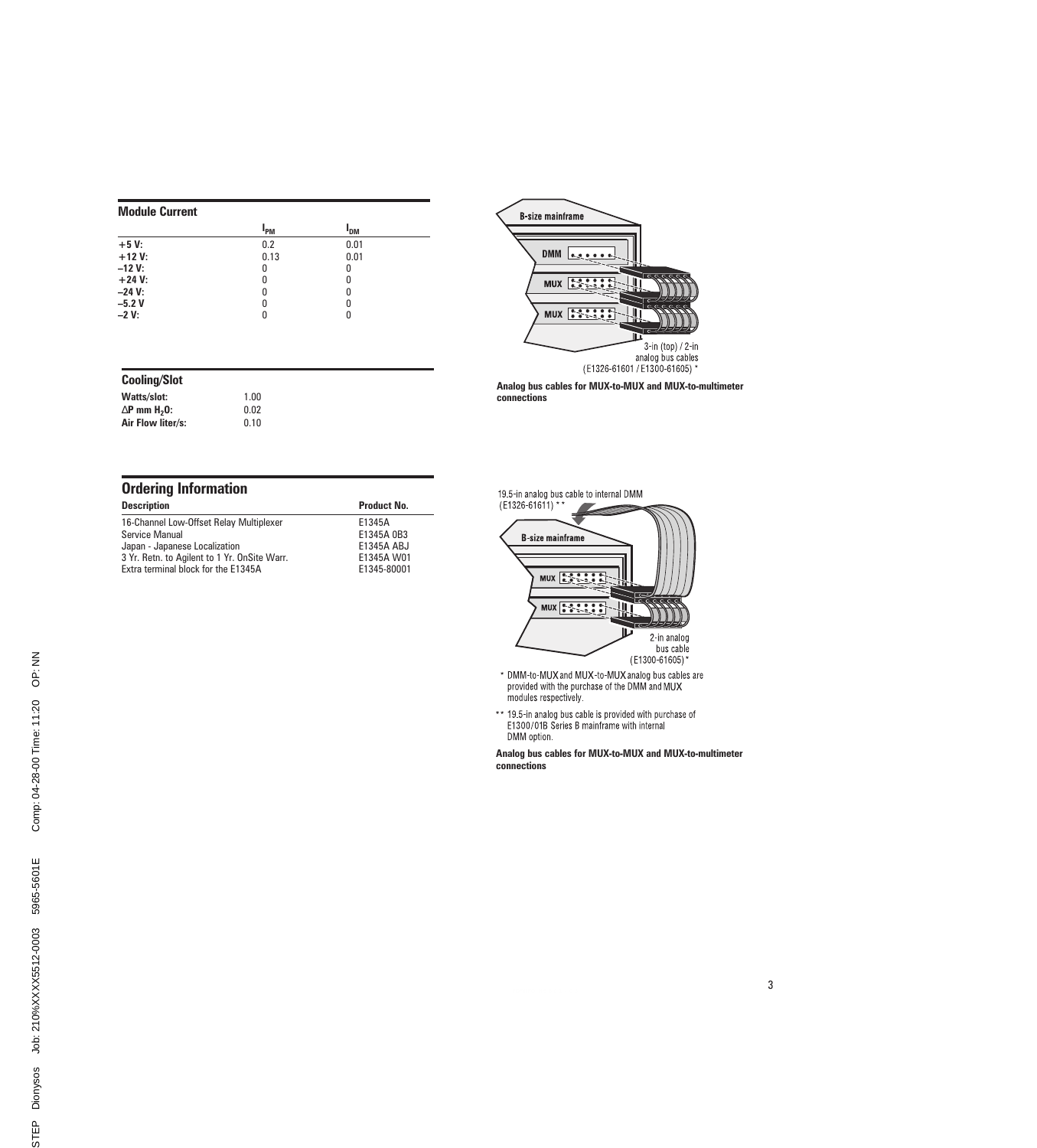## Module Current

| | $I_{PM}$ | $I_{DM}$ |
|---|---|---|
| **+5 V:** | 0.2 | 0.01 |
| **+12 V:** | 0.13 | 0.01 |
| **–12 V:** | 0 | 0 |
| **+24 V:** | 0 | 0 |
| **–24 V:** | 0 | 0 |
| **–5.2 V** | 0 | 0 |
| **–2 V:** | 0 | 0 |

## Cooling/Slot

| | |
|---|---|
| **Watts/slot:** | 1.00 |
| **$\Delta$P mm $H_2O$:** | 0.02 |
| **Air Flow liter/s:** | 0.10 |

## Ordering Information

| Description | Product No. |
|---|---|
| 16-Channel Low-Offset Relay Multiplexer | E1345A |
| Service Manual | E1345A 0B3 |
| Japan - Japanese Localization | E1345A ABJ |
| 3 Yr. Retn. to Agilent to 1 Yr. OnSite Warr. | E1345A W01 |
| Extra terminal block for the E1345A | E1345-80001 |

B-size mainframe

DMM

MUX

MUX

3-in (top) / 2-in analog bus cables (E1326-61601 / E1300-61605) *

**Analog bus cables for MUX-to-MUX and MUX-to-multimeter connections**

19.5-in analog bus cable to internal DMM (E1326-61611) **

B-size mainframe

MUX

MUX

2-in analog bus cable (E1300-61605) *

\* DMM-to-MUX and MUX-to-MUX analog bus cables are provided with the purchase of the DMM and MUX modules respectively.

\** 19.5-in analog bus cable is provided with purchase of E1300/01B Series B mainframe with internal DMM option.

**Analog bus cables for MUX-to-MUX and MUX-to-multimeter connections**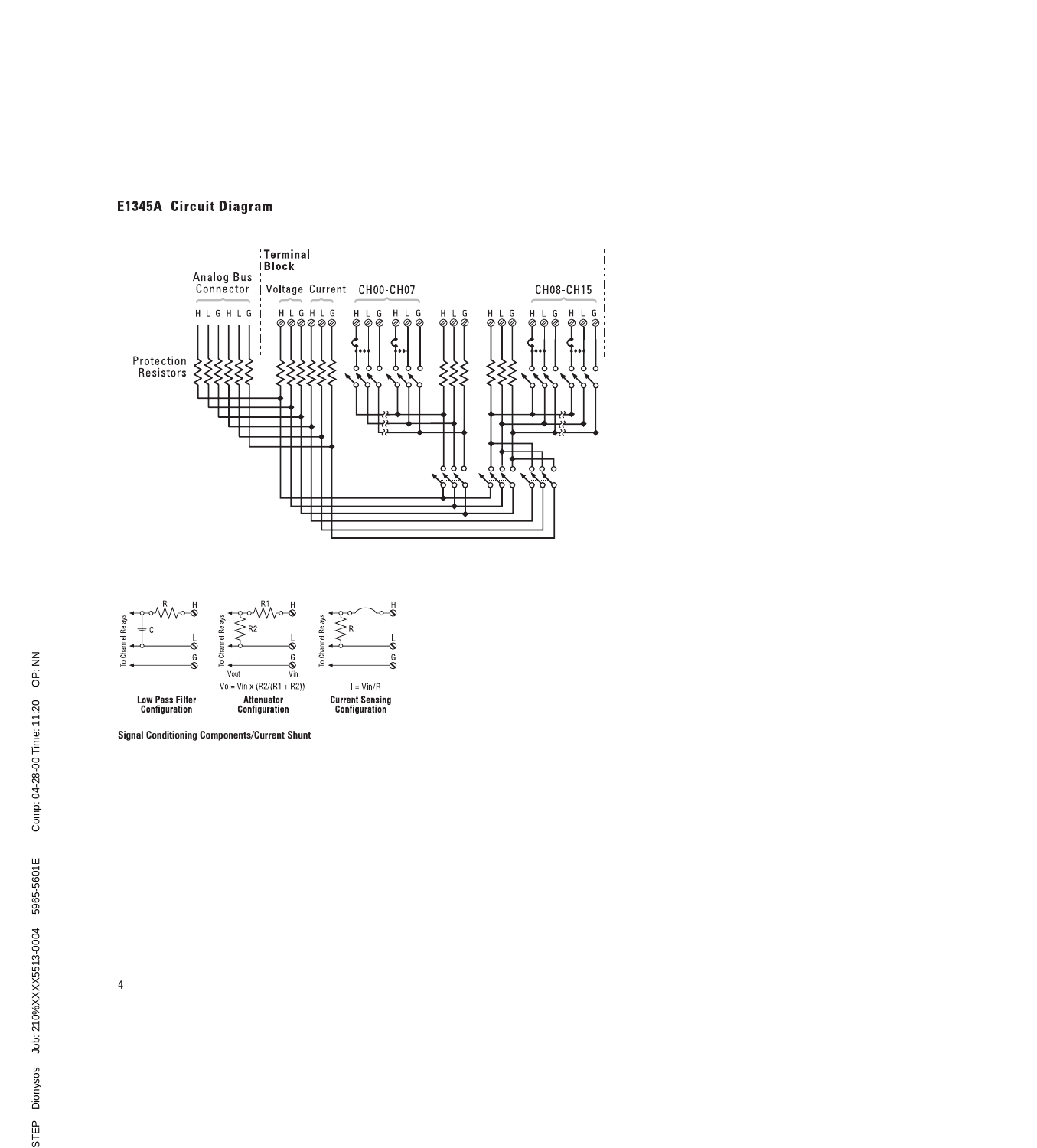## E1345A Circuit Diagram

Terminal Block

Analog Bus Connector

Voltage Current CH00-CH07 CH08-CH15

H L G H L G H L G H L G H L G H L G H L G H L G H L G H L G

Protection Resistors

$Vo = Vin \times (R2/(R1 + R2))$

$I = Vin/R$

**Low Pass Filter Configuration**

**Attenuator Configuration**

**Current Sensing Configuration**

**Signal Conditioning Components/Current Shunt**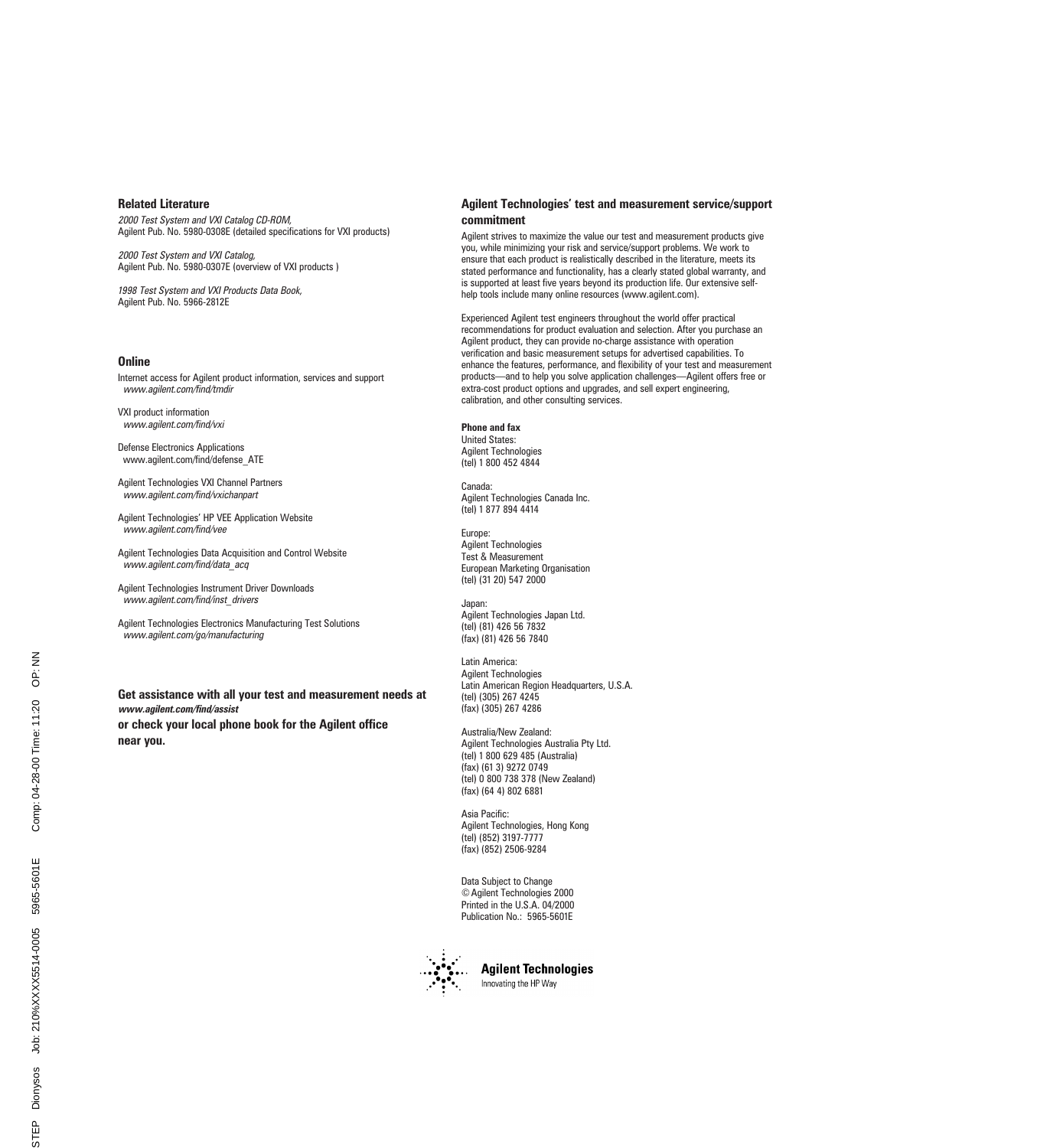## Related Literature

*2000 Test System and VXI Catalog CD-ROM,*
Agilent Pub. No. 5980-0308E (detailed specifications for VXI products)

*2000 Test System and VXI Catalog,*
Agilent Pub. No. 5980-0307E (overview of VXI products )

*1998 Test System and VXI Products Data Book,*
Agilent Pub. No. 5966-2812E

## Online

Internet access for Agilent product information, services and support
*www.agilent.com/find/tmdir*

VXI product information
*www.agilent.com/find/vxi*

Defense Electronics Applications
www.agilent.com/find/defense_ATE

Agilent Technologies VXI Channel Partners
*www.agilent.com/find/vxichanpart*

Agilent Technologies' HP VEE Application Website
*www.agilent.com/find/vee*

Agilent Technologies Data Acquisition and Control Website
*www.agilent.com/find/data_acq*

Agilent Technologies Instrument Driver Downloads
*www.agilent.com/find/inst_drivers*

Agilent Technologies Electronics Manufacturing Test Solutions
*www.agilent.com/go/manufacturing*

**Get assistance with all your test and measurement needs at *www.agilent.com/find/assist* or check your local phone book for the Agilent office near you.**

## Agilent Technologies' test and measurement service/support commitment

Agilent strives to maximize the value our test and measurement products give you, while minimizing your risk and service/support problems. We work to ensure that each product is realistically described in the literature, meets its stated performance and functionality, has a clearly stated global warranty, and is supported at least five years beyond its production life. Our extensive self-help tools include many online resources (www.agilent.com).

Experienced Agilent test engineers throughout the world offer practical recommendations for product evaluation and selection. After you purchase an Agilent product, they can provide no-charge assistance with operation verification and basic measurement setups for advertised capabilities. To enhance the features, performance, and flexibility of your test and measurement products—and to help you solve application challenges—Agilent offers free or extra-cost product options and upgrades, and sell expert engineering, calibration, and other consulting services.

**Phone and fax**

United States:
Agilent Technologies
(tel) 1 800 452 4844

Canada:
Agilent Technologies Canada Inc.
(tel) 1 877 894 4414

Europe:
Agilent Technologies
Test & Measurement
European Marketing Organisation
(tel) (31 20) 547 2000

Japan:
Agilent Technologies Japan Ltd.
(tel) (81) 426 56 7832
(fax) (81) 426 56 7840

Latin America:
Agilent Technologies
Latin American Region Headquarters, U.S.A.
(tel) (305) 267 4245
(fax) (305) 267 4286

Australia/New Zealand:
Agilent Technologies Australia Pty Ltd.
(tel) 1 800 629 485 (Australia)
(fax) (61 3) 9272 0749
(tel) 0 800 738 378 (New Zealand)
(fax) (64 4) 802 6881

Asia Pacific:
Agilent Technologies, Hong Kong
(tel) (852) 3197-7777
(fax) (852) 2506-9284

Data Subject to Change
© Agilent Technologies 2000
Printed in the U.S.A. 04/2000
Publication No.: 5965-5601E

**Agilent Technologies**
Innovating the HP Way

STEP Dionysos Job: 210%XXXX5514-0005 5965-5601E Comp: 04-28-00 Time: 11:20 OP: NN